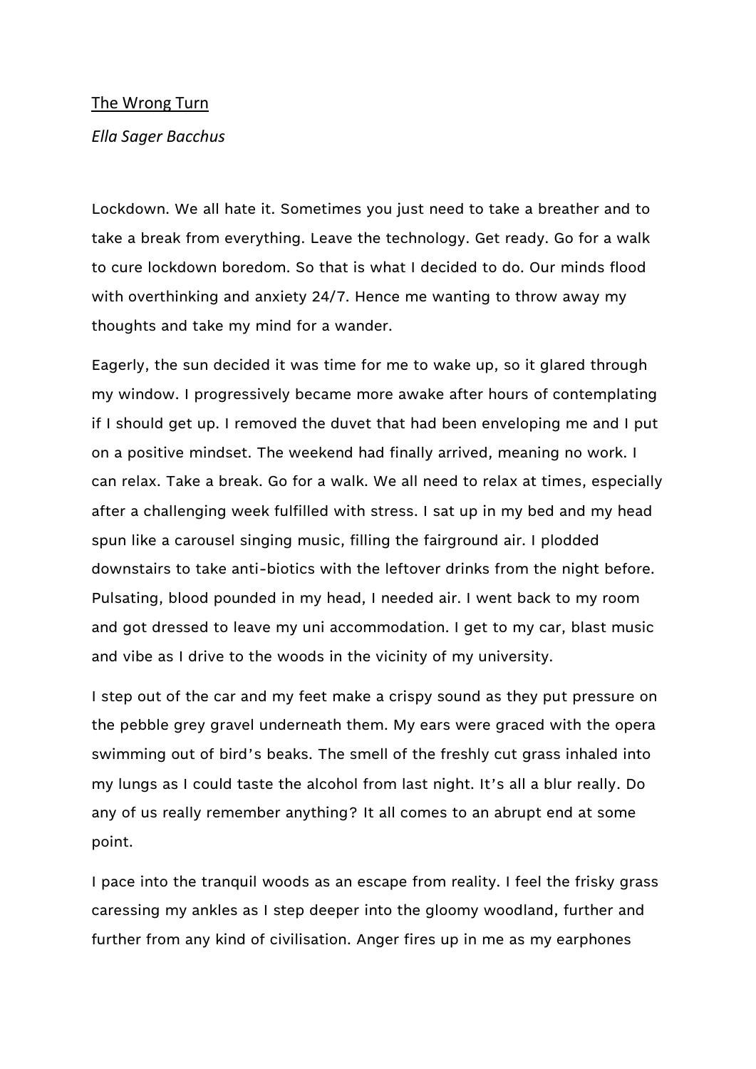The Wrong Turn

*Ella Sager Bacchus*

Lockdown. We all hate it. Sometimes you just need to take a breather and to take a break from everything. Leave the technology. Get ready. Go for a walk to cure lockdown boredom. So that is what I decided to do. Our minds flood with overthinking and anxiety 24/7. Hence me wanting to throw away my thoughts and take my mind for a wander.

Eagerly, the sun decided it was time for me to wake up, so it glared through my window. I progressively became more awake after hours of contemplating if I should get up. I removed the duvet that had been enveloping me and I put on a positive mindset. The weekend had finally arrived, meaning no work. I can relax. Take a break. Go for a walk. We all need to relax at times, especially after a challenging week fulfilled with stress. I sat up in my bed and my head spun like a carousel singing music, filling the fairground air. I plodded downstairs to take anti-biotics with the leftover drinks from the night before. Pulsating, blood pounded in my head, I needed air. I went back to my room and got dressed to leave my uni accommodation. I get to my car, blast music and vibe as I drive to the woods in the vicinity of my university.

I step out of the car and my feet make a crispy sound as they put pressure on the pebble grey gravel underneath them. My ears were graced with the opera swimming out of bird's beaks. The smell of the freshly cut grass inhaled into my lungs as I could taste the alcohol from last night. It's all a blur really. Do any of us really remember anything? It all comes to an abrupt end at some point.

I pace into the tranquil woods as an escape from reality. I feel the frisky grass caressing my ankles as I step deeper into the gloomy woodland, further and further from any kind of civilisation. Anger fires up in me as my earphones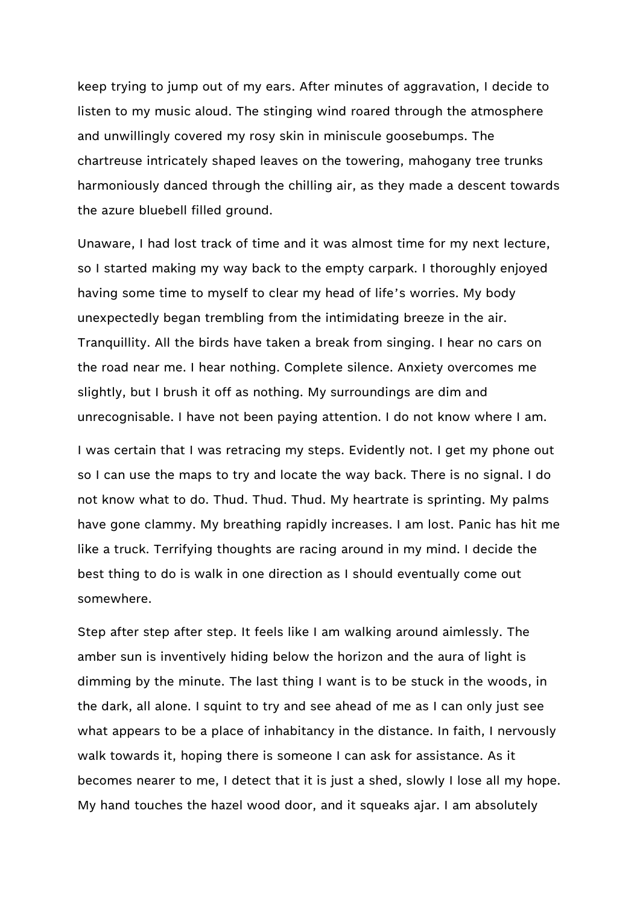keep trying to jump out of my ears. After minutes of aggravation, I decide to listen to my music aloud. The stinging wind roared through the atmosphere and unwillingly covered my rosy skin in miniscule goosebumps. The chartreuse intricately shaped leaves on the towering, mahogany tree trunks harmoniously danced through the chilling air, as they made a descent towards the azure bluebell filled ground.

Unaware, I had lost track of time and it was almost time for my next lecture, so I started making my way back to the empty carpark. I thoroughly enjoyed having some time to myself to clear my head of life's worries. My body unexpectedly began trembling from the intimidating breeze in the air. Tranquillity. All the birds have taken a break from singing. I hear no cars on the road near me. I hear nothing. Complete silence. Anxiety overcomes me slightly, but I brush it off as nothing. My surroundings are dim and unrecognisable. I have not been paying attention. I do not know where I am.

I was certain that I was retracing my steps. Evidently not. I get my phone out so I can use the maps to try and locate the way back. There is no signal. I do not know what to do. Thud. Thud. Thud. My heartrate is sprinting. My palms have gone clammy. My breathing rapidly increases. I am lost. Panic has hit me like a truck. Terrifying thoughts are racing around in my mind. I decide the best thing to do is walk in one direction as I should eventually come out somewhere.

Step after step after step. It feels like I am walking around aimlessly. The amber sun is inventively hiding below the horizon and the aura of light is dimming by the minute. The last thing I want is to be stuck in the woods, in the dark, all alone. I squint to try and see ahead of me as I can only just see what appears to be a place of inhabitancy in the distance. In faith, I nervously walk towards it, hoping there is someone I can ask for assistance. As it becomes nearer to me, I detect that it is just a shed, slowly I lose all my hope. My hand touches the hazel wood door, and it squeaks ajar. I am absolutely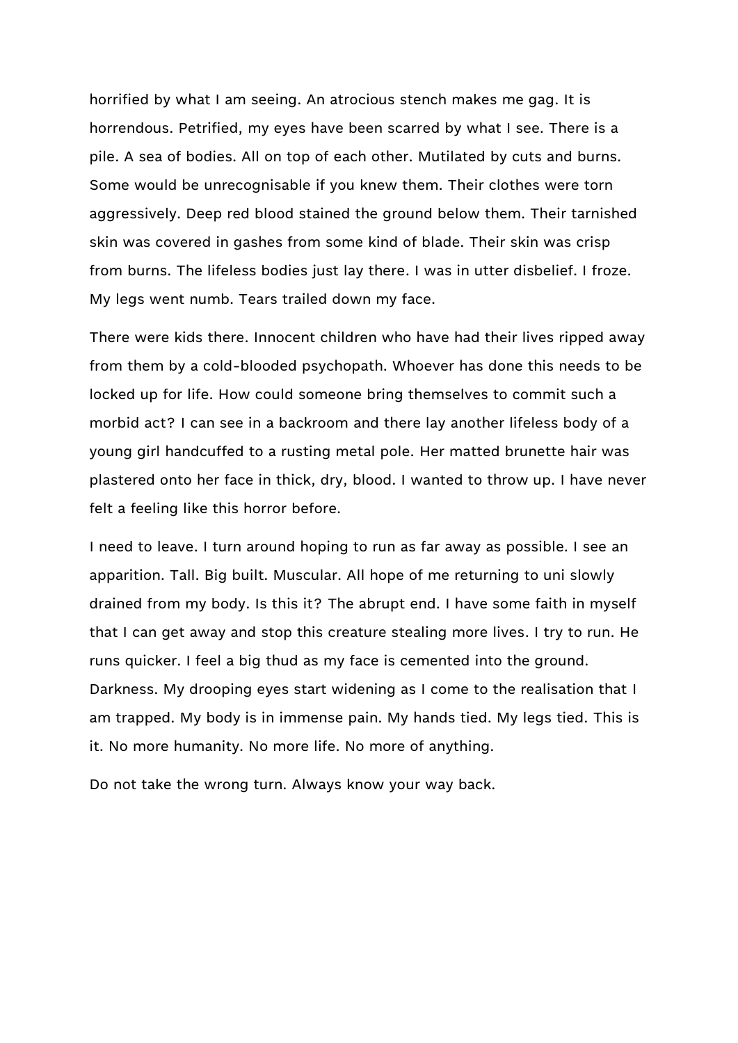horrified by what I am seeing. An atrocious stench makes me gag. It is horrendous. Petrified, my eyes have been scarred by what I see. There is a pile. A sea of bodies. All on top of each other. Mutilated by cuts and burns. Some would be unrecognisable if you knew them. Their clothes were torn aggressively. Deep red blood stained the ground below them. Their tarnished skin was covered in gashes from some kind of blade. Their skin was crisp from burns. The lifeless bodies just lay there. I was in utter disbelief. I froze. My legs went numb. Tears trailed down my face.

There were kids there. Innocent children who have had their lives ripped away from them by a cold-blooded psychopath. Whoever has done this needs to be locked up for life. How could someone bring themselves to commit such a morbid act? I can see in a backroom and there lay another lifeless body of a young girl handcuffed to a rusting metal pole. Her matted brunette hair was plastered onto her face in thick, dry, blood. I wanted to throw up. I have never felt a feeling like this horror before.

I need to leave. I turn around hoping to run as far away as possible. I see an apparition. Tall. Big built. Muscular. All hope of me returning to uni slowly drained from my body. Is this it? The abrupt end. I have some faith in myself that I can get away and stop this creature stealing more lives. I try to run. He runs quicker. I feel a big thud as my face is cemented into the ground. Darkness. My drooping eyes start widening as I come to the realisation that I am trapped. My body is in immense pain. My hands tied. My legs tied. This is it. No more humanity. No more life. No more of anything.

Do not take the wrong turn. Always know your way back.